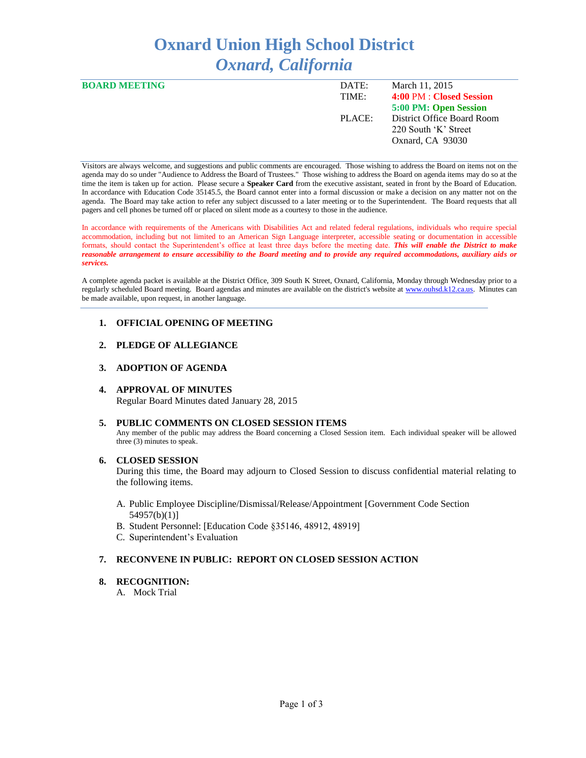# Oxnard Union High School District
## *Oxnard, California*

**BOARD MEETING**

| | |
|---|---|
| DATE: | March 11, 2015 |
| TIME: | **4:00** PM : **Closed Session** |
| | **5:00 PM: Open Session** |
| PLACE: | District Office Board Room |
| | 220 South 'K' Street |
| | Oxnard, CA 93030 |

Visitors are always welcome, and suggestions and public comments are encouraged. Those wishing to address the Board on items not on the agenda may do so under "Audience to Address the Board of Trustees." Those wishing to address the Board on agenda items may do so at the time the item is taken up for action. Please secure a **Speaker Card** from the executive assistant, seated in front by the Board of Education. In accordance with Education Code 35145.5, the Board cannot enter into a formal discussion or make a decision on any matter not on the agenda. The Board may take action to refer any subject discussed to a later meeting or to the Superintendent. The Board requests that all pagers and cell phones be turned off or placed on silent mode as a courtesy to those in the audience.

In accordance with requirements of the Americans with Disabilities Act and related federal regulations, individuals who require special accommodation, including but not limited to an American Sign Language interpreter, accessible seating or documentation in accessible formats, should contact the Superintendent's office at least three days before the meeting date. ***This will enable the District to make reasonable arrangement to ensure accessibility to the Board meeting and to provide any required accommodations, auxiliary aids or services.***

A complete agenda packet is available at the District Office, 309 South K Street, Oxnard, California, Monday through Wednesday prior to a regularly scheduled Board meeting. Board agendas and minutes are available on the district's website at www.ouhsd.k12.ca.us. Minutes can be made available, upon request, in another language.

1. **OFFICIAL OPENING OF MEETING**

2. **PLEDGE OF ALLEGIANCE**

3. **ADOPTION OF AGENDA**

4. **APPROVAL OF MINUTES**
   Regular Board Minutes dated January 28, 2015

5. **PUBLIC COMMENTS ON CLOSED SESSION ITEMS**
   Any member of the public may address the Board concerning a Closed Session item. Each individual speaker will be allowed three (3) minutes to speak.

6. **CLOSED SESSION**
   During this time, the Board may adjourn to Closed Session to discuss confidential material relating to the following items.

   A. Public Employee Discipline/Dismissal/Release/Appointment [Government Code Section 54957(b)(1)]
   B. Student Personnel: [Education Code §35146, 48912, 48919]
   C. Superintendent's Evaluation

7. **RECONVENE IN PUBLIC: REPORT ON CLOSED SESSION ACTION**

8. **RECOGNITION:**
   A. Mock Trial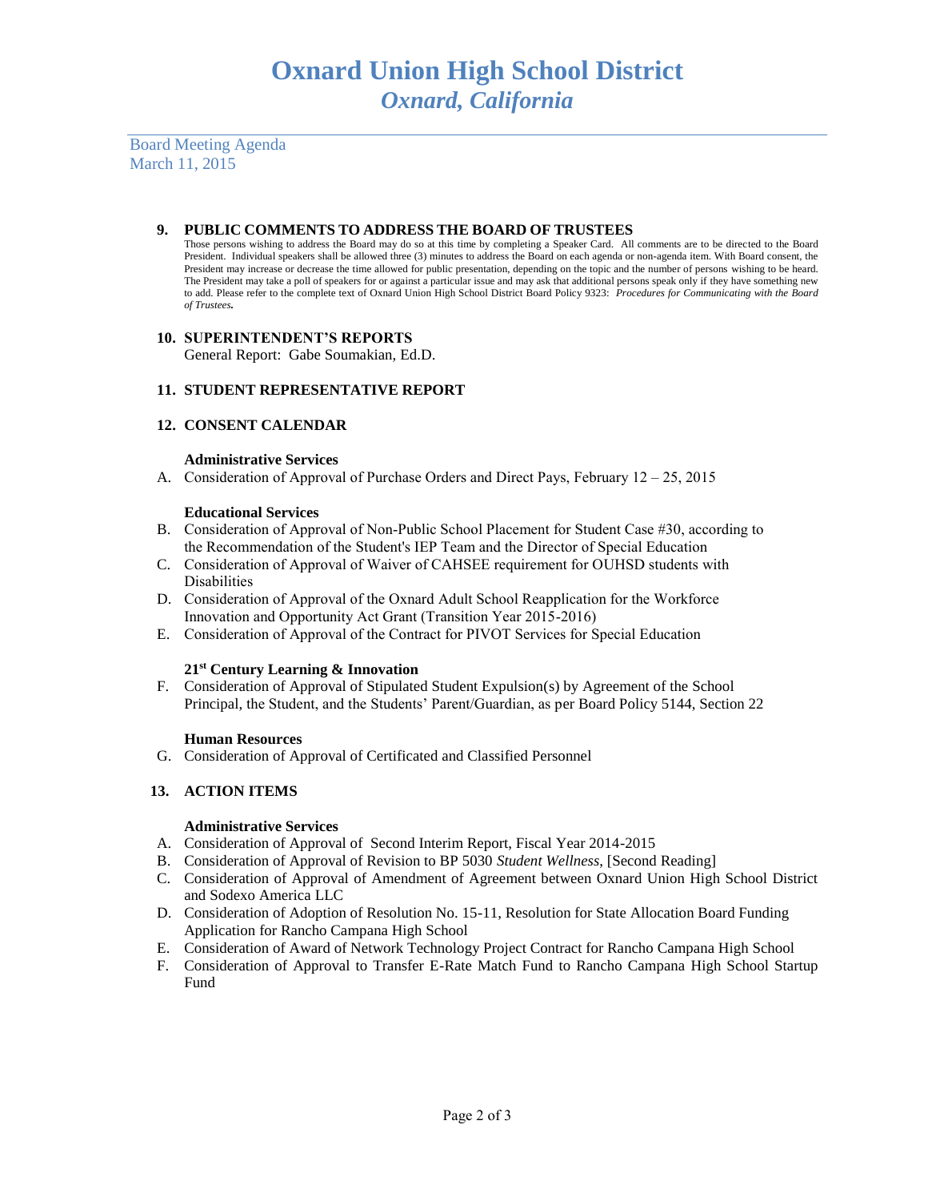# Oxnard Union High School District
*Oxnard, California*

Board Meeting Agenda
March 11, 2015

**9. PUBLIC COMMENTS TO ADDRESS THE BOARD OF TRUSTEES**

Those persons wishing to address the Board may do so at this time by completing a Speaker Card. All comments are to be directed to the Board President. Individual speakers shall be allowed three (3) minutes to address the Board on each agenda or non-agenda item. With Board consent, the President may increase or decrease the time allowed for public presentation, depending on the topic and the number of persons wishing to be heard. The President may take a poll of speakers for or against a particular issue and may ask that additional persons speak only if they have something new to add. Please refer to the complete text of Oxnard Union High School District Board Policy 9323: *Procedures for Communicating with the Board of Trustees.*

**10. SUPERINTENDENT'S REPORTS**

General Report: Gabe Soumakian, Ed.D.

**11. STUDENT REPRESENTATIVE REPORT**

**12. CONSENT CALENDAR**

**Administrative Services**

A. Consideration of Approval of Purchase Orders and Direct Pays, February 12 – 25, 2015

**Educational Services**

B. Consideration of Approval of Non-Public School Placement for Student Case #30, according to the Recommendation of the Student's IEP Team and the Director of Special Education
C. Consideration of Approval of Waiver of CAHSEE requirement for OUHSD students with Disabilities
D. Consideration of Approval of the Oxnard Adult School Reapplication for the Workforce Innovation and Opportunity Act Grant (Transition Year 2015-2016)
E. Consideration of Approval of the Contract for PIVOT Services for Special Education

**21st Century Learning & Innovation**

F. Consideration of Approval of Stipulated Student Expulsion(s) by Agreement of the School Principal, the Student, and the Students' Parent/Guardian, as per Board Policy 5144, Section 22

**Human Resources**

G. Consideration of Approval of Certificated and Classified Personnel

**13. ACTION ITEMS**

**Administrative Services**

A. Consideration of Approval of Second Interim Report, Fiscal Year 2014-2015
B. Consideration of Approval of Revision to BP 5030 *Student Wellness*, [Second Reading]
C. Consideration of Approval of Amendment of Agreement between Oxnard Union High School District and Sodexo America LLC
D. Consideration of Adoption of Resolution No. 15-11, Resolution for State Allocation Board Funding Application for Rancho Campana High School
E. Consideration of Award of Network Technology Project Contract for Rancho Campana High School
F. Consideration of Approval to Transfer E-Rate Match Fund to Rancho Campana High School Startup Fund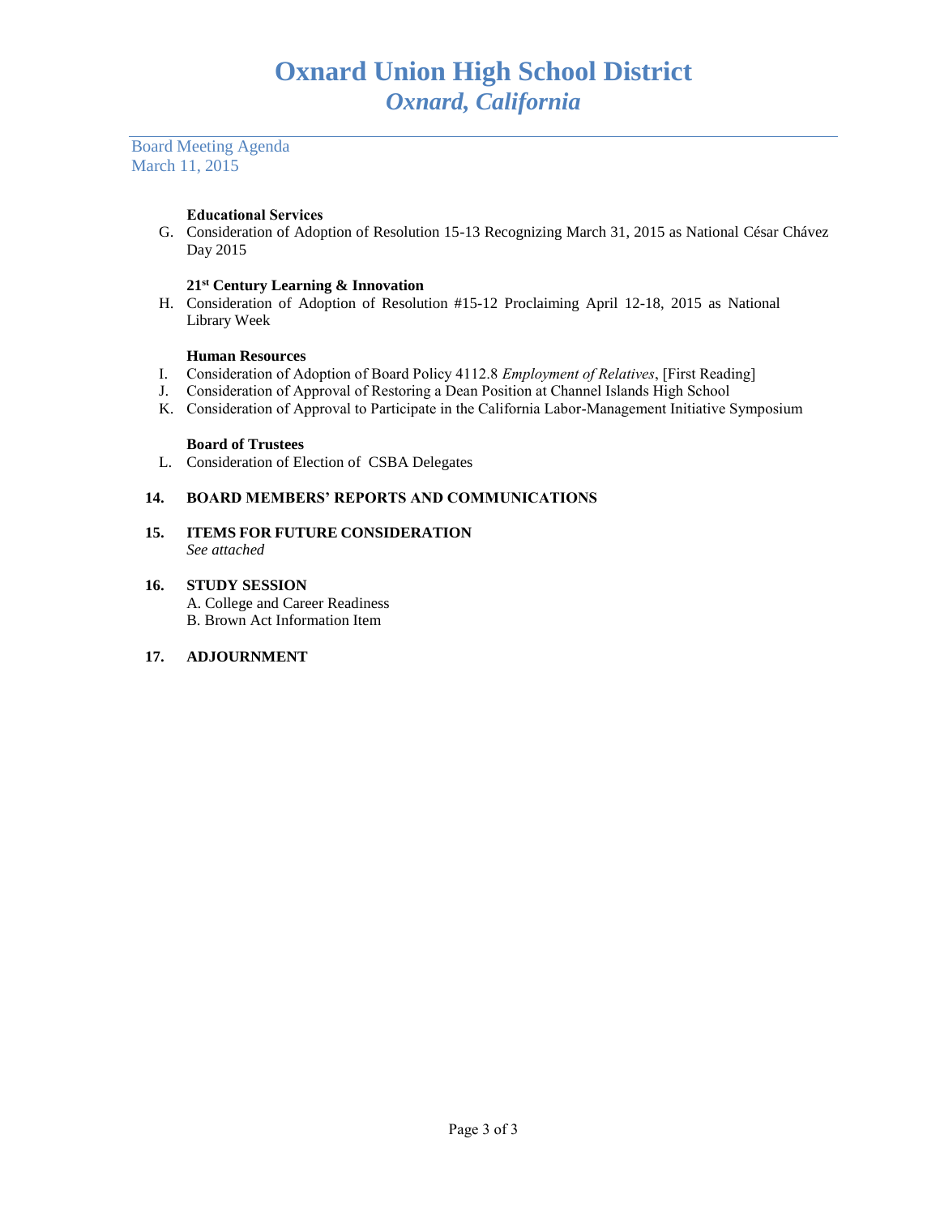# Oxnard Union High School District

## *Oxnard, California*

Board Meeting Agenda
March 11, 2015

**Educational Services**

G. Consideration of Adoption of Resolution 15-13 Recognizing March 31, 2015 as National César Chávez Day 2015

**21st Century Learning & Innovation**

H. Consideration of Adoption of Resolution #15-12 Proclaiming April 12-18, 2015 as National Library Week

**Human Resources**

I. Consideration of Adoption of Board Policy 4112.8 *Employment of Relatives*, [First Reading]
J. Consideration of Approval of Restoring a Dean Position at Channel Islands High School
K. Consideration of Approval to Participate in the California Labor-Management Initiative Symposium

**Board of Trustees**

L. Consideration of Election of CSBA Delegates

**14. BOARD MEMBERS' REPORTS AND COMMUNICATIONS**

**15. ITEMS FOR FUTURE CONSIDERATION**
*See attached*

**16. STUDY SESSION**
A. College and Career Readiness
B. Brown Act Information Item

**17. ADJOURNMENT**